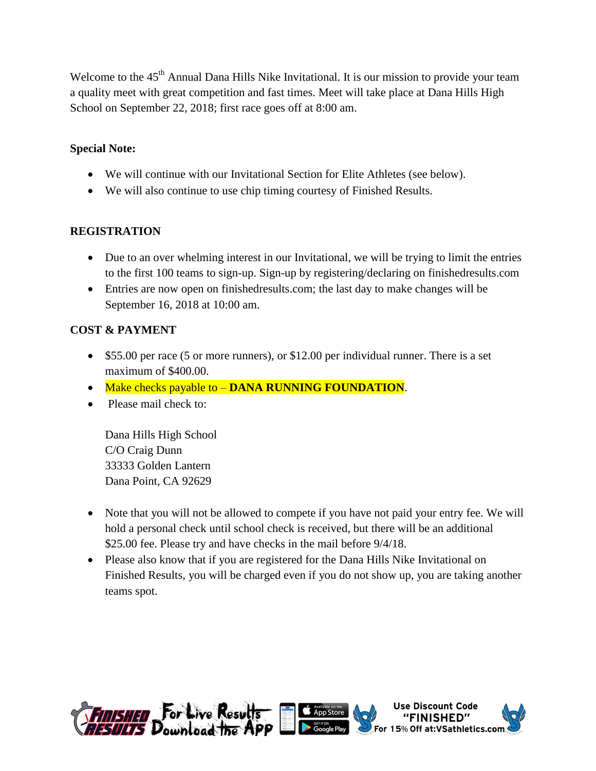Welcome to the 45th Annual Dana Hills Nike Invitational. It is our mission to provide your team a quality meet with great competition and fast times. Meet will take place at Dana Hills High School on September 22, 2018; first race goes off at 8:00 am.

**Special Note:**

- We will continue with our Invitational Section for Elite Athletes (see below).
- We will also continue to use chip timing courtesy of Finished Results.

**REGISTRATION**

- Due to an over whelming interest in our Invitational, we will be trying to limit the entries to the first 100 teams to sign-up. Sign-up by registering/declaring on finishedresults.com
- Entries are now open on finishedresults.com; the last day to make changes will be September 16, 2018 at 10:00 am.

**COST & PAYMENT**

- $55.00 per race (5 or more runners), or $12.00 per individual runner. There is a set maximum of $400.00.
- Make checks payable to – **DANA RUNNING FOUNDATION**.
- Please mail check to:

  Dana Hills High School
  C/O Craig Dunn
  33333 Golden Lantern
  Dana Point, CA 92629

- Note that you will not be allowed to compete if you have not paid your entry fee. We will hold a personal check until school check is received, but there will be an additional $25.00 fee. Please try and have checks in the mail before 9/4/18.
- Please also know that if you are registered for the Dana Hills Nike Invitational on Finished Results, you will be charged even if you do not show up, you are taking another teams spot.

FINISHED RESULTS For Live Results Download the App | Available on the App Store | GET IT ON Google Play | Use Discount Code "FINISHED" For 15% Off at:VSathletics.com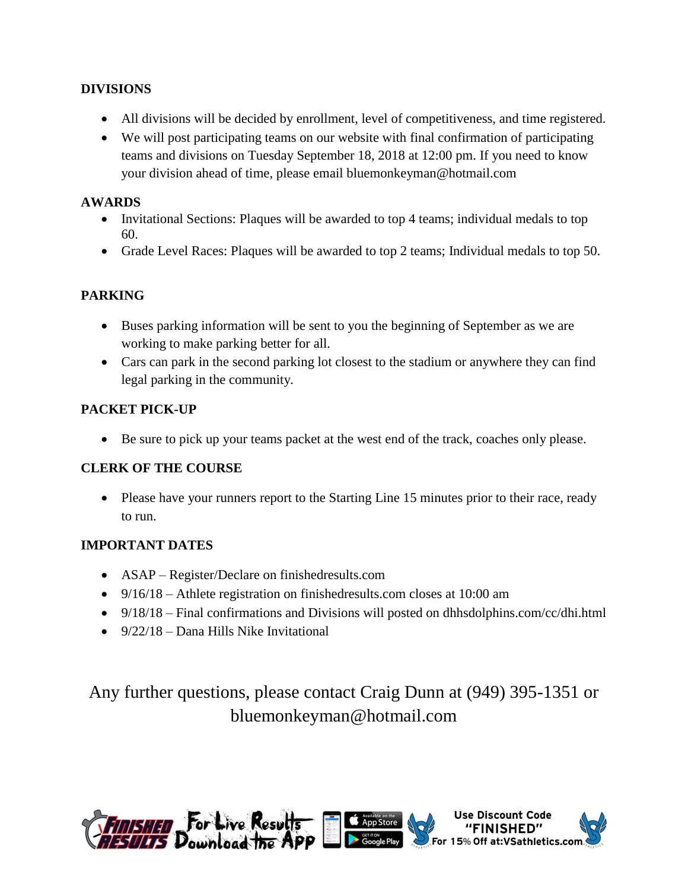## DIVISIONS

- All divisions will be decided by enrollment, level of competitiveness, and time registered.
- We will post participating teams on our website with final confirmation of participating teams and divisions on Tuesday September 18, 2018 at 12:00 pm. If you need to know your division ahead of time, please email bluemonkeyman@hotmail.com

## AWARDS

- Invitational Sections: Plaques will be awarded to top 4 teams; individual medals to top 60.
- Grade Level Races: Plaques will be awarded to top 2 teams; Individual medals to top 50.

## PARKING

- Buses parking information will be sent to you the beginning of September as we are working to make parking better for all.
- Cars can park in the second parking lot closest to the stadium or anywhere they can find legal parking in the community.

## PACKET PICK-UP

- Be sure to pick up your teams packet at the west end of the track, coaches only please.

## CLERK OF THE COURSE

- Please have your runners report to the Starting Line 15 minutes prior to their race, ready to run.

## IMPORTANT DATES

- ASAP – Register/Declare on finishedresults.com
- 9/16/18 – Athlete registration on finishedresults.com closes at 10:00 am
- 9/18/18 – Final confirmations and Divisions will posted on dhhsdolphins.com/cc/dhi.html
- 9/22/18 – Dana Hills Nike Invitational

Any further questions, please contact Craig Dunn at (949) 395-1351 or bluemonkeyman@hotmail.com

FINISHED RESULTS For Live Results Download the App — Available on the App Store — GET IT ON Google Play

Use Discount Code "FINISHED" For 15% Off at:VSathletics.com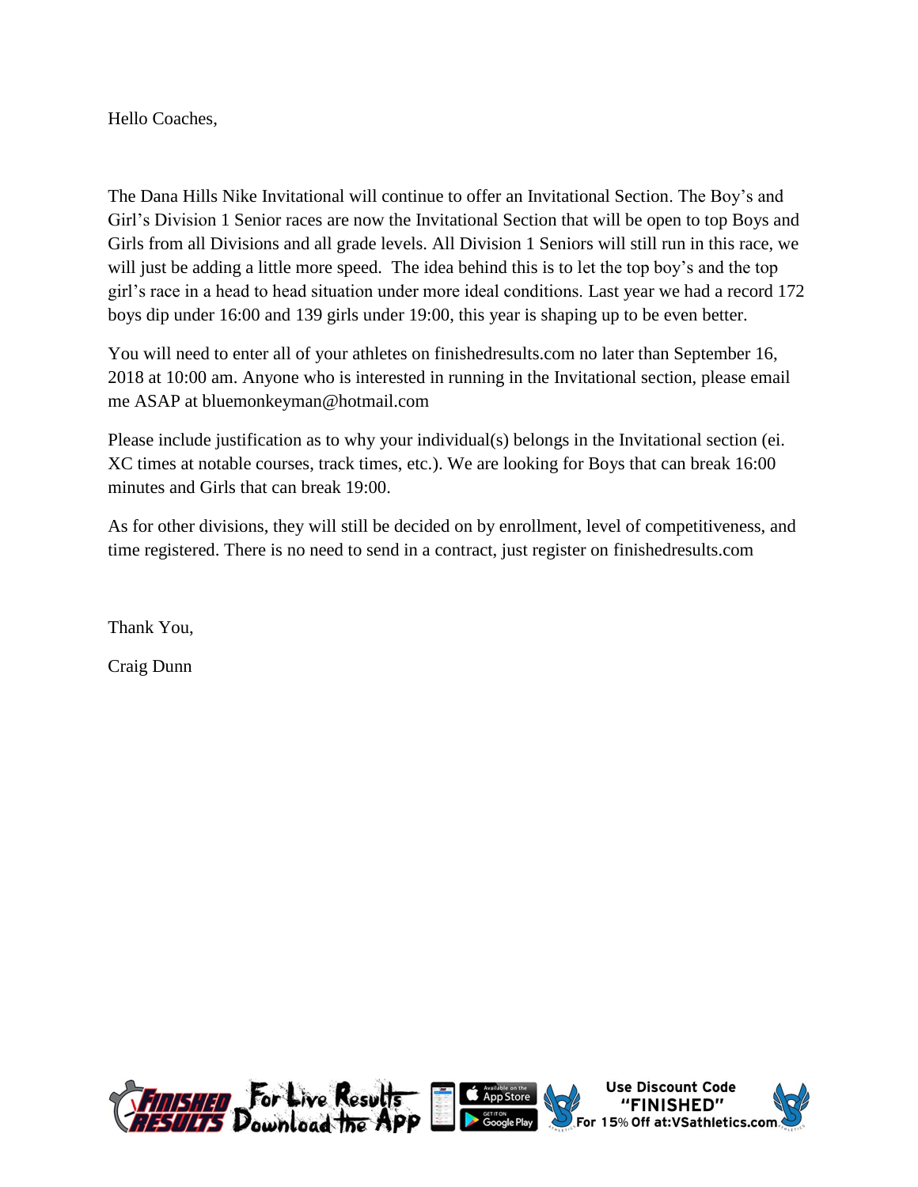Hello Coaches,

The Dana Hills Nike Invitational will continue to offer an Invitational Section. The Boy's and Girl's Division 1 Senior races are now the Invitational Section that will be open to top Boys and Girls from all Divisions and all grade levels. All Division 1 Seniors will still run in this race, we will just be adding a little more speed. The idea behind this is to let the top boy's and the top girl's race in a head to head situation under more ideal conditions. Last year we had a record 172 boys dip under 16:00 and 139 girls under 19:00, this year is shaping up to be even better.

You will need to enter all of your athletes on finishedresults.com no later than September 16, 2018 at 10:00 am. Anyone who is interested in running in the Invitational section, please email me ASAP at bluemonkeyman@hotmail.com

Please include justification as to why your individual(s) belongs in the Invitational section (ei. XC times at notable courses, track times, etc.). We are looking for Boys that can break 16:00 minutes and Girls that can break 19:00.

As for other divisions, they will still be decided on by enrollment, level of competitiveness, and time registered. There is no need to send in a contract, just register on finishedresults.com

Thank You,

Craig Dunn

FINISHED RESULTS For Live Results Download the APP

Available on the App Store

GET IT ON Google Play

Use Discount Code "FINISHED" For 15% Off at:VSathletics.com